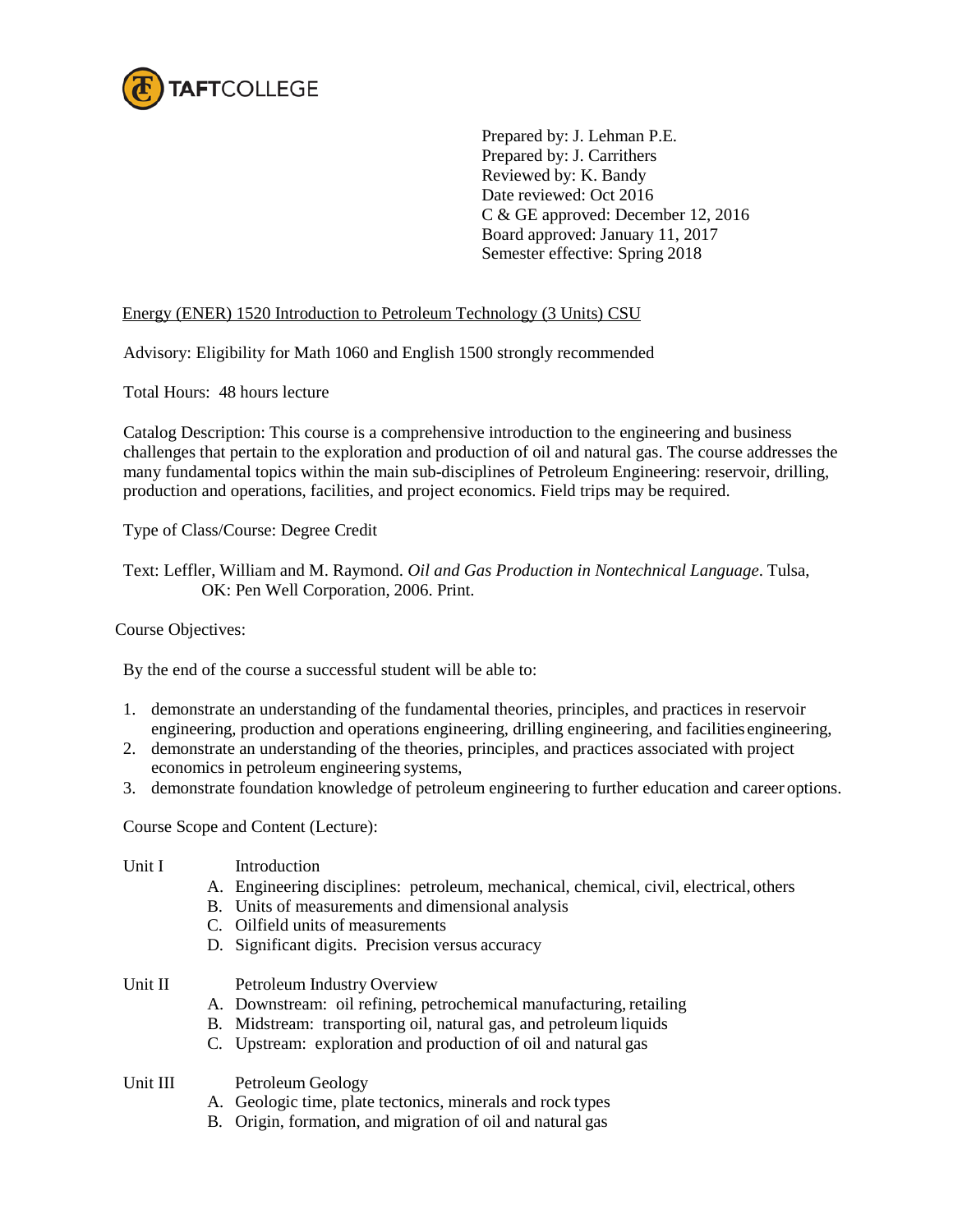TAFTCOLLEGE

Prepared by: J. Lehman P.E.
Prepared by: J. Carrithers
Reviewed by: K. Bandy
Date reviewed: Oct 2016
C & GE approved: December 12, 2016
Board approved: January 11, 2017
Semester effective: Spring 2018

Energy (ENER) 1520 Introduction to Petroleum Technology (3 Units) CSU

Advisory: Eligibility for Math 1060 and English 1500 strongly recommended

Total Hours: 48 hours lecture

Catalog Description: This course is a comprehensive introduction to the engineering and business challenges that pertain to the exploration and production of oil and natural gas. The course addresses the many fundamental topics within the main sub-disciplines of Petroleum Engineering: reservoir, drilling, production and operations, facilities, and project economics. Field trips may be required.

Type of Class/Course: Degree Credit

Text: Leffler, William and M. Raymond. *Oil and Gas Production in Nontechnical Language*. Tulsa, OK: Pen Well Corporation, 2006. Print.

Course Objectives:

By the end of the course a successful student will be able to:

1. demonstrate an understanding of the fundamental theories, principles, and practices in reservoir engineering, production and operations engineering, drilling engineering, and facilities engineering,
2. demonstrate an understanding of the theories, principles, and practices associated with project economics in petroleum engineering systems,
3. demonstrate foundation knowledge of petroleum engineering to further education and career options.

Course Scope and Content (Lecture):

Unit I Introduction

A. Engineering disciplines: petroleum, mechanical, chemical, civil, electrical, others
B. Units of measurements and dimensional analysis
C. Oilfield units of measurements
D. Significant digits. Precision versus accuracy

Unit II Petroleum Industry Overview

A. Downstream: oil refining, petrochemical manufacturing, retailing
B. Midstream: transporting oil, natural gas, and petroleum liquids
C. Upstream: exploration and production of oil and natural gas

Unit III Petroleum Geology

A. Geologic time, plate tectonics, minerals and rock types
B. Origin, formation, and migration of oil and natural gas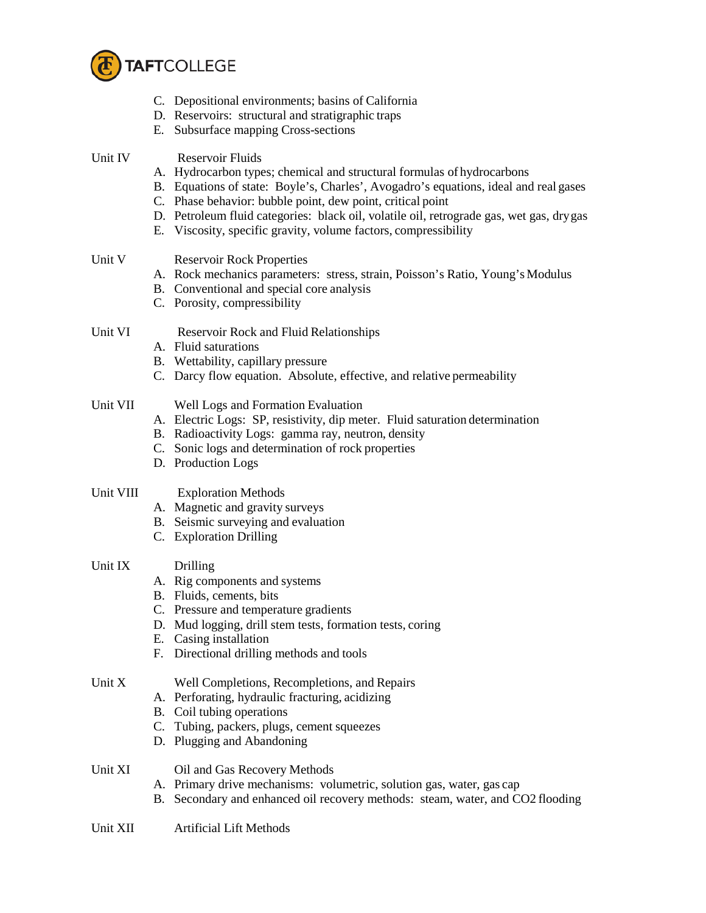C. Depositional environments; basins of California
D. Reservoirs: structural and stratigraphic traps
E. Subsurface mapping Cross-sections

Unit IV Reservoir Fluids

A. Hydrocarbon types; chemical and structural formulas of hydrocarbons
B. Equations of state: Boyle's, Charles', Avogadro's equations, ideal and real gases
C. Phase behavior: bubble point, dew point, critical point
D. Petroleum fluid categories: black oil, volatile oil, retrograde gas, wet gas, dry gas
E. Viscosity, specific gravity, volume factors, compressibility

Unit V Reservoir Rock Properties

A. Rock mechanics parameters: stress, strain, Poisson's Ratio, Young's Modulus
B. Conventional and special core analysis
C. Porosity, compressibility

Unit VI Reservoir Rock and Fluid Relationships

A. Fluid saturations
B. Wettability, capillary pressure
C. Darcy flow equation. Absolute, effective, and relative permeability

Unit VII Well Logs and Formation Evaluation

A. Electric Logs: SP, resistivity, dip meter. Fluid saturation determination
B. Radioactivity Logs: gamma ray, neutron, density
C. Sonic logs and determination of rock properties
D. Production Logs

Unit VIII Exploration Methods

A. Magnetic and gravity surveys
B. Seismic surveying and evaluation
C. Exploration Drilling

Unit IX Drilling

A. Rig components and systems
B. Fluids, cements, bits
C. Pressure and temperature gradients
D. Mud logging, drill stem tests, formation tests, coring
E. Casing installation
F. Directional drilling methods and tools

Unit X Well Completions, Recompletions, and Repairs

A. Perforating, hydraulic fracturing, acidizing
B. Coil tubing operations
C. Tubing, packers, plugs, cement squeezes
D. Plugging and Abandoning

Unit XI Oil and Gas Recovery Methods

A. Primary drive mechanisms: volumetric, solution gas, water, gas cap
B. Secondary and enhanced oil recovery methods: steam, water, and $CO_2$ flooding

Unit XII Artificial Lift Methods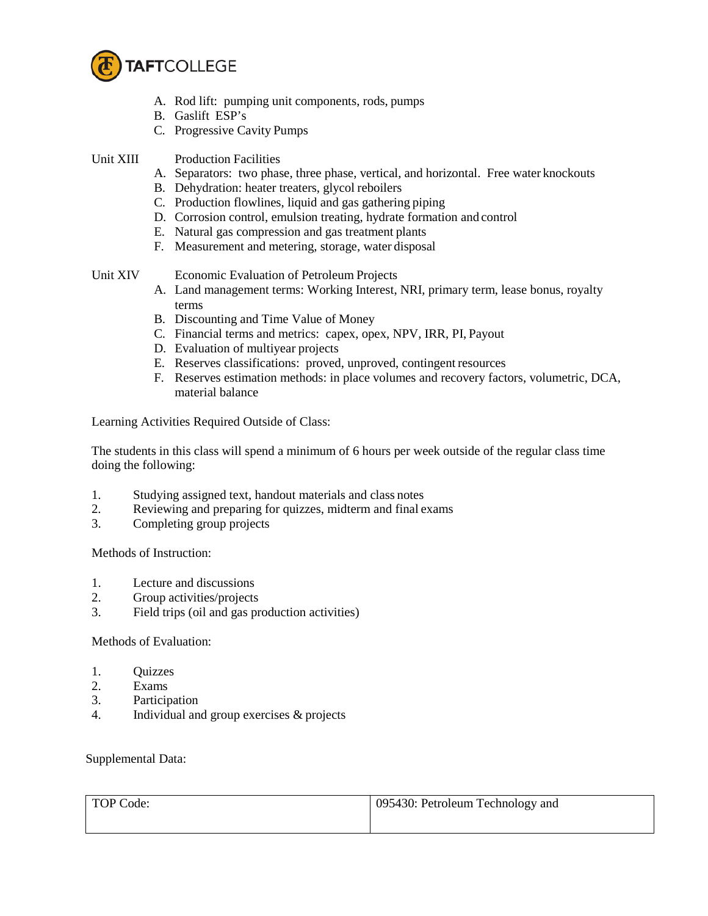A. Rod lift: pumping unit components, rods, pumps
B. Gaslift ESP's
C. Progressive Cavity Pumps

Unit XIII Production Facilities

A. Separators: two phase, three phase, vertical, and horizontal. Free water knockouts
B. Dehydration: heater treaters, glycol reboilers
C. Production flowlines, liquid and gas gathering piping
D. Corrosion control, emulsion treating, hydrate formation and control
E. Natural gas compression and gas treatment plants
F. Measurement and metering, storage, water disposal

Unit XIV Economic Evaluation of Petroleum Projects

A. Land management terms: Working Interest, NRI, primary term, lease bonus, royalty terms
B. Discounting and Time Value of Money
C. Financial terms and metrics: capex, opex, NPV, IRR, PI, Payout
D. Evaluation of multiyear projects
E. Reserves classifications: proved, unproved, contingent resources
F. Reserves estimation methods: in place volumes and recovery factors, volumetric, DCA, material balance

Learning Activities Required Outside of Class:

The students in this class will spend a minimum of 6 hours per week outside of the regular class time doing the following:

1. Studying assigned text, handout materials and class notes
2. Reviewing and preparing for quizzes, midterm and final exams
3. Completing group projects

Methods of Instruction:

1. Lecture and discussions
2. Group activities/projects
3. Field trips (oil and gas production activities)

Methods of Evaluation:

1. Quizzes
2. Exams
3. Participation
4. Individual and group exercises & projects

Supplemental Data:

| TOP Code: | 095430: Petroleum Technology and |
|---|---|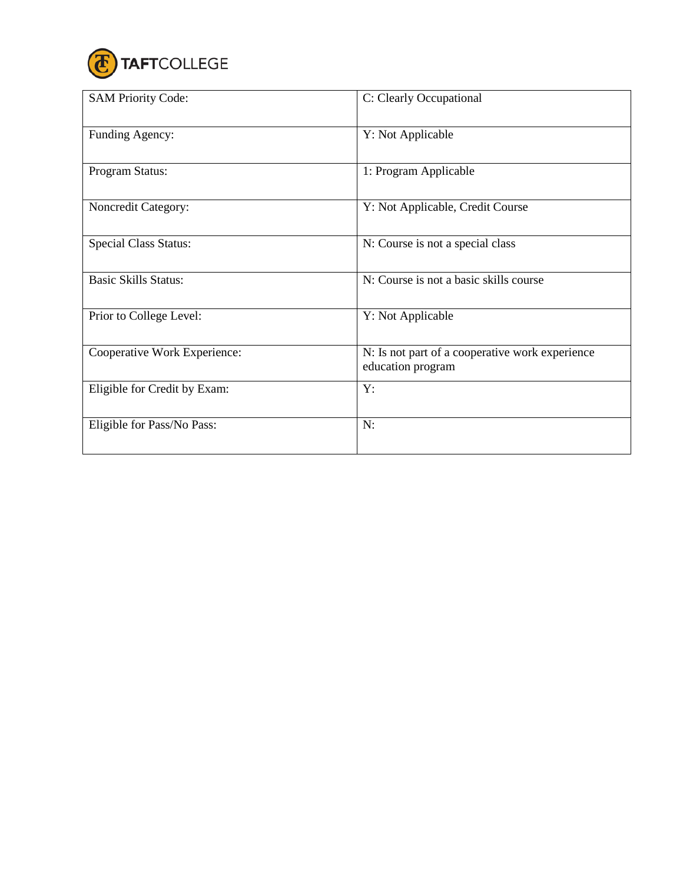| | |
|---|---|
| SAM Priority Code: | C: Clearly Occupational |
| Funding Agency: | Y: Not Applicable |
| Program Status: | 1: Program Applicable |
| Noncredit Category: | Y: Not Applicable, Credit Course |
| Special Class Status: | N: Course is not a special class |
| Basic Skills Status: | N: Course is not a basic skills course |
| Prior to College Level: | Y: Not Applicable |
| Cooperative Work Experience: | N: Is not part of a cooperative work experience education program |
| Eligible for Credit by Exam: | Y: |
| Eligible for Pass/No Pass: | N: |